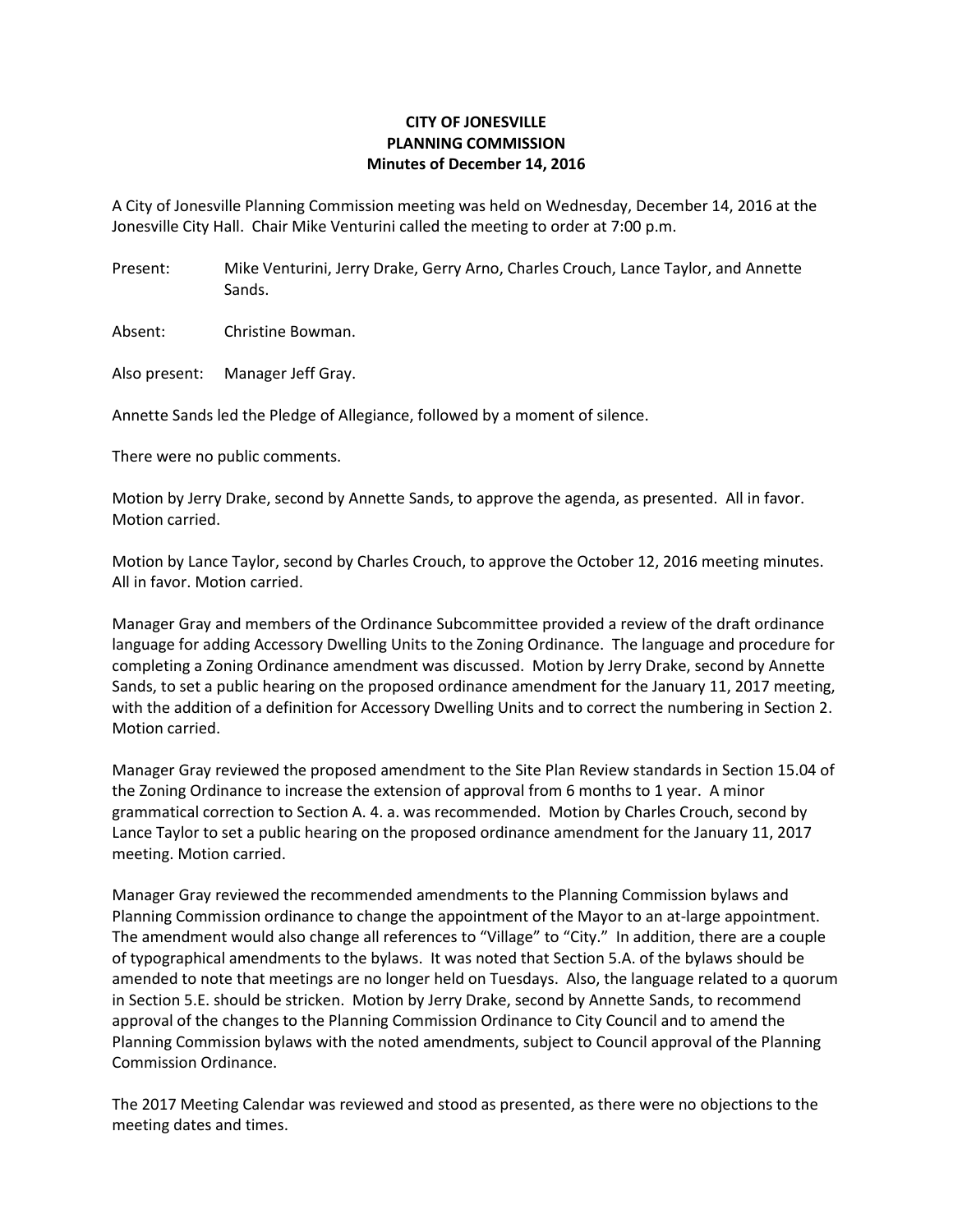# CITY OF JONESVILLE
## PLANNING COMMISSION
### Minutes of December 14, 2016

A City of Jonesville Planning Commission meeting was held on Wednesday, December 14, 2016 at the Jonesville City Hall. Chair Mike Venturini called the meeting to order at 7:00 p.m.

Present: Mike Venturini, Jerry Drake, Gerry Arno, Charles Crouch, Lance Taylor, and Annette Sands.

Absent: Christine Bowman.

Also present: Manager Jeff Gray.

Annette Sands led the Pledge of Allegiance, followed by a moment of silence.

There were no public comments.

Motion by Jerry Drake, second by Annette Sands, to approve the agenda, as presented. All in favor. Motion carried.

Motion by Lance Taylor, second by Charles Crouch, to approve the October 12, 2016 meeting minutes. All in favor. Motion carried.

Manager Gray and members of the Ordinance Subcommittee provided a review of the draft ordinance language for adding Accessory Dwelling Units to the Zoning Ordinance. The language and procedure for completing a Zoning Ordinance amendment was discussed. Motion by Jerry Drake, second by Annette Sands, to set a public hearing on the proposed ordinance amendment for the January 11, 2017 meeting, with the addition of a definition for Accessory Dwelling Units and to correct the numbering in Section 2. Motion carried.

Manager Gray reviewed the proposed amendment to the Site Plan Review standards in Section 15.04 of the Zoning Ordinance to increase the extension of approval from 6 months to 1 year. A minor grammatical correction to Section A. 4. a. was recommended. Motion by Charles Crouch, second by Lance Taylor to set a public hearing on the proposed ordinance amendment for the January 11, 2017 meeting. Motion carried.

Manager Gray reviewed the recommended amendments to the Planning Commission bylaws and Planning Commission ordinance to change the appointment of the Mayor to an at-large appointment. The amendment would also change all references to "Village" to "City." In addition, there are a couple of typographical amendments to the bylaws. It was noted that Section 5.A. of the bylaws should be amended to note that meetings are no longer held on Tuesdays. Also, the language related to a quorum in Section 5.E. should be stricken. Motion by Jerry Drake, second by Annette Sands, to recommend approval of the changes to the Planning Commission Ordinance to City Council and to amend the Planning Commission bylaws with the noted amendments, subject to Council approval of the Planning Commission Ordinance.

The 2017 Meeting Calendar was reviewed and stood as presented, as there were no objections to the meeting dates and times.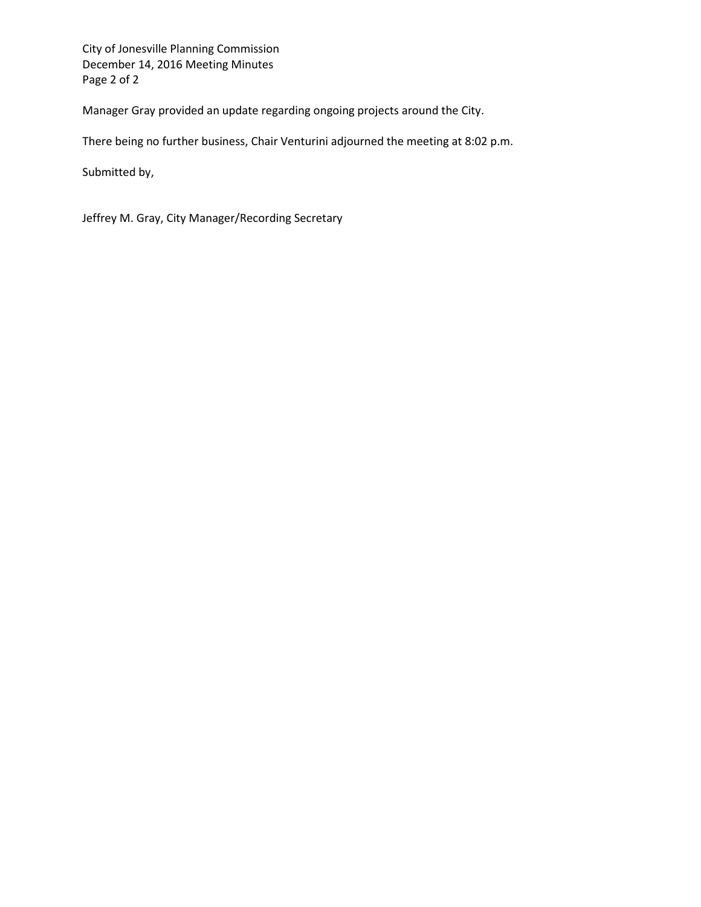Manager Gray provided an update regarding ongoing projects around the City.

There being no further business, Chair Venturini adjourned the meeting at 8:02 p.m.

Submitted by,

Jeffrey M. Gray, City Manager/Recording Secretary